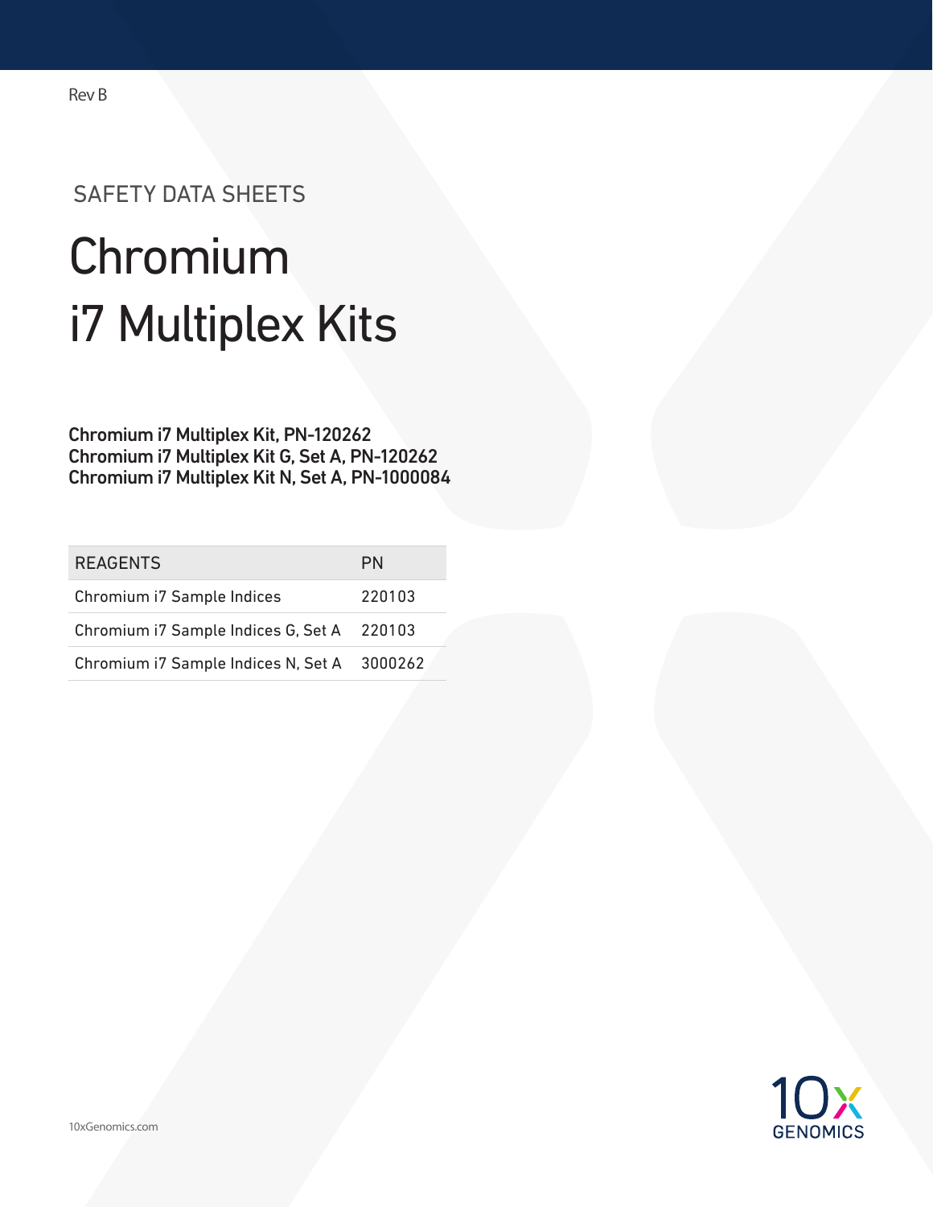Rev B

SAFETY DATA SHEETS

# Chromium i7 Multiplex Kits

**Chromium i7 Multiplex Kit, PN-120262**
**Chromium i7 Multiplex Kit G, Set A, PN-120262**
**Chromium i7 Multiplex Kit N, Set A, PN-1000084**

| REAGENTS | PN |
|---|---|
| Chromium i7 Sample Indices | 220103 |
| Chromium i7 Sample Indices G, Set A | 220103 |
| Chromium i7 Sample Indices N, Set A | 3000262 |

10xGenomics.com

10x GENOMICS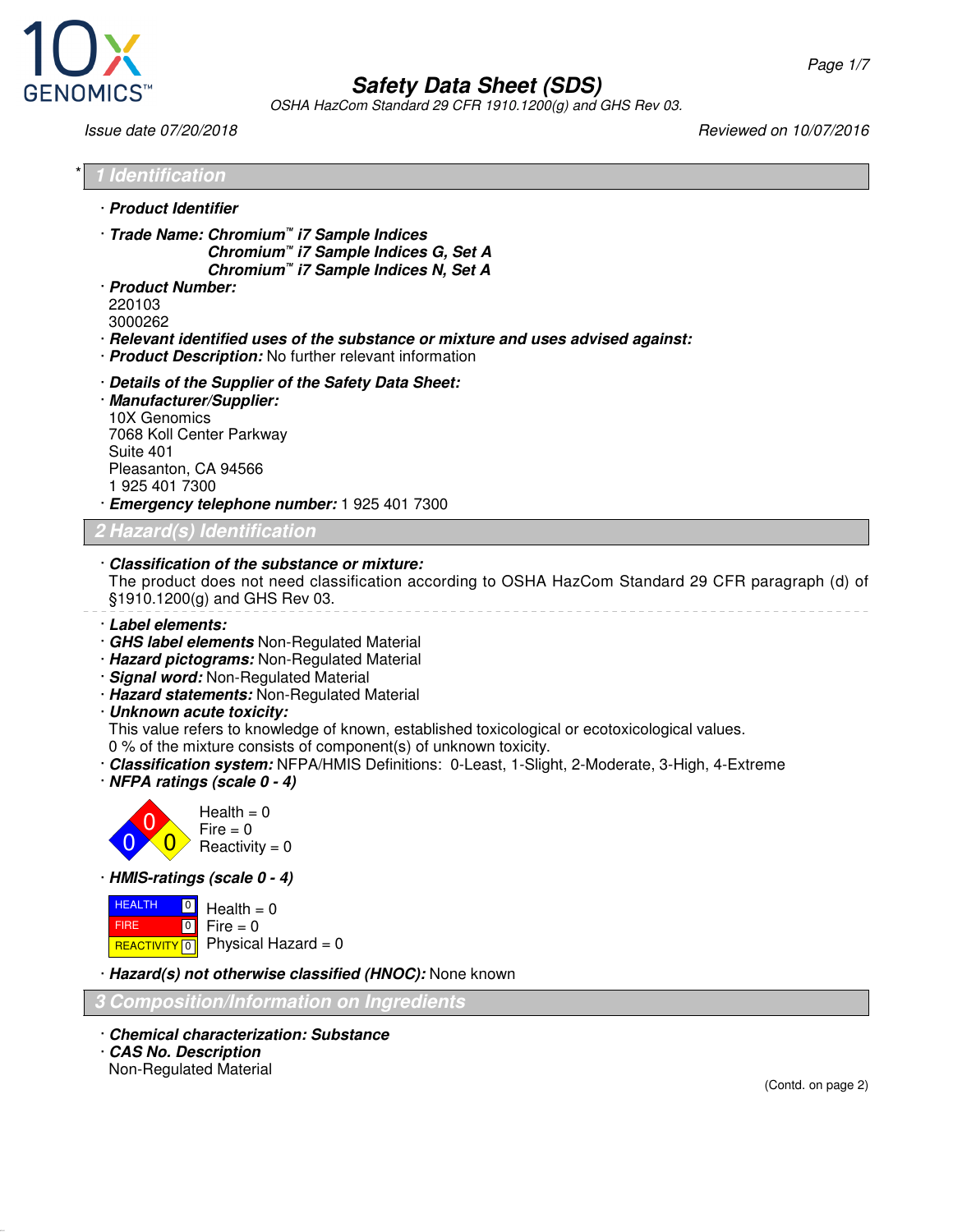# Safety Data Sheet (SDS)

*OSHA HazCom Standard 29 CFR 1910.1200(g) and GHS Rev 03.*

*Issue date 07/20/2018* *Reviewed on 10/07/2016*

## * 1 Identification

· **Product Identifier**

· **Trade Name: Chromium™ i7 Sample Indices**
**Chromium™ i7 Sample Indices G, Set A**
**Chromium™ i7 Sample Indices N, Set A**

· **Product Number:**
220103
3000262

· **Relevant identified uses of the substance or mixture and uses advised against:**

· **Product Description:** No further relevant information

· **Details of the Supplier of the Safety Data Sheet:**

· **Manufacturer/Supplier:**
10X Genomics
7068 Koll Center Parkway
Suite 401
Pleasanton, CA 94566
1 925 401 7300

· **Emergency telephone number:** 1 925 401 7300

## 2 Hazard(s) Identification

· **Classification of the substance or mixture:**
The product does not need classification according to OSHA HazCom Standard 29 CFR paragraph (d) of §1910.1200(g) and GHS Rev 03.

· **Label elements:**

· **GHS label elements** Non-Regulated Material

· **Hazard pictograms:** Non-Regulated Material

· **Signal word:** Non-Regulated Material

· **Hazard statements:** Non-Regulated Material

· **Unknown acute toxicity:**
This value refers to knowledge of known, established toxicological or ecotoxicological values.
0 % of the mixture consists of component(s) of unknown toxicity.

· **Classification system:** NFPA/HMIS Definitions: 0-Least, 1-Slight, 2-Moderate, 3-High, 4-Extreme

· **NFPA ratings (scale 0 - 4)**

Health = 0
Fire = 0
Reactivity = 0

· **HMIS-ratings (scale 0 - 4)**

| | | |
|---|---|---|
| HEALTH | 0 | Health = 0 |
| FIRE | 0 | Fire = 0 |
| REACTIVITY | 0 | Physical Hazard = 0 |

· **Hazard(s) not otherwise classified (HNOC):** None known

## 3 Composition/Information on Ingredients

· **Chemical characterization: Substance**

· **CAS No. Description**
Non-Regulated Material

(Contd. on page 2)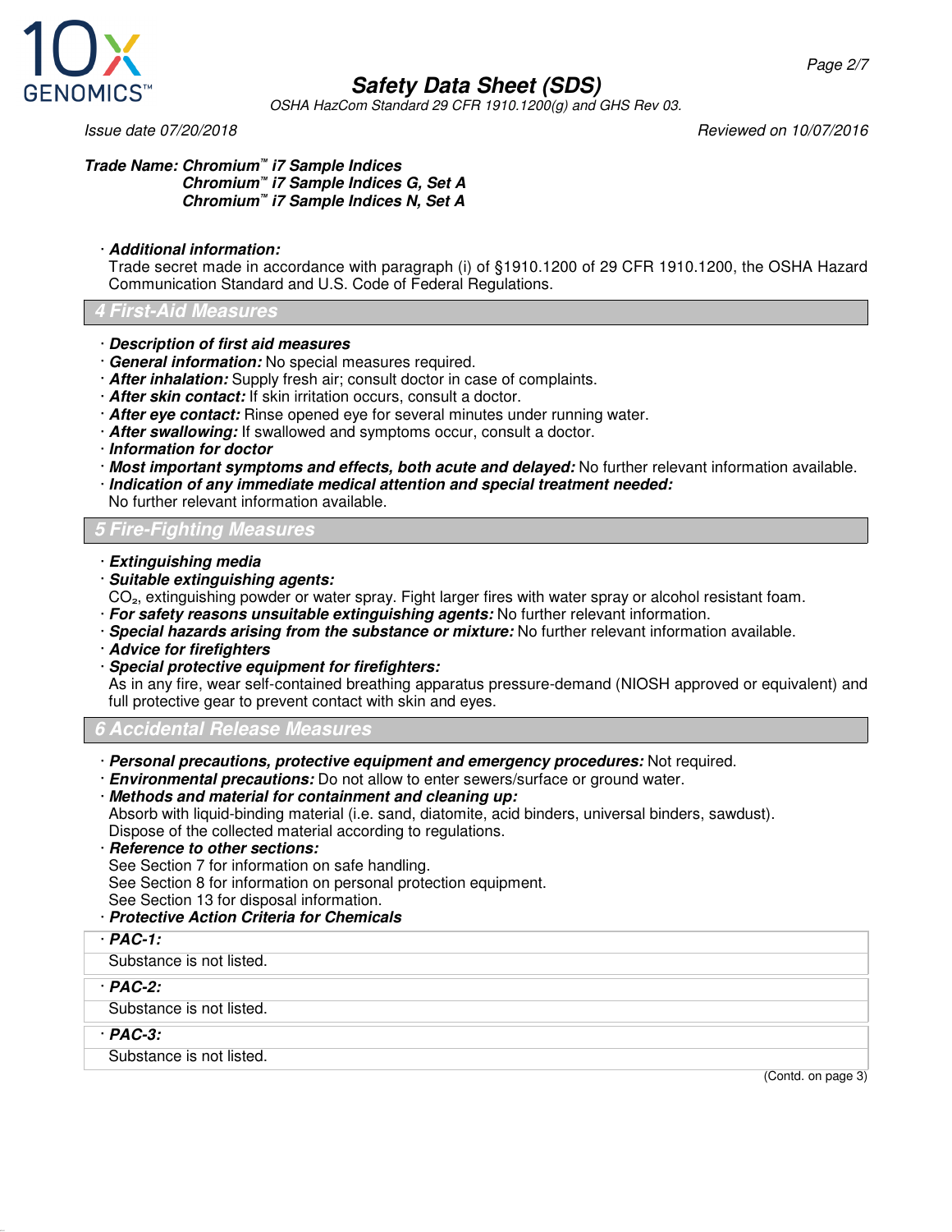**Trade Name: Chromium™ i7 Sample Indices**
**Chromium™ i7 Sample Indices G, Set A**
**Chromium™ i7 Sample Indices N, Set A**

· ***Additional information:***
Trade secret made in accordance with paragraph (i) of §1910.1200 of 29 CFR 1910.1200, the OSHA Hazard Communication Standard and U.S. Code of Federal Regulations.

## 4 First-Aid Measures

· ***Description of first aid measures***
· ***General information:*** No special measures required.
· ***After inhalation:*** Supply fresh air; consult doctor in case of complaints.
· ***After skin contact:*** If skin irritation occurs, consult a doctor.
· ***After eye contact:*** Rinse opened eye for several minutes under running water.
· ***After swallowing:*** If swallowed and symptoms occur, consult a doctor.
· ***Information for doctor***
· ***Most important symptoms and effects, both acute and delayed:*** No further relevant information available.
· ***Indication of any immediate medical attention and special treatment needed:***
No further relevant information available.

## 5 Fire-Fighting Measures

· ***Extinguishing media***
· ***Suitable extinguishing agents:***
$CO_2$, extinguishing powder or water spray. Fight larger fires with water spray or alcohol resistant foam.
· ***For safety reasons unsuitable extinguishing agents:*** No further relevant information.
· ***Special hazards arising from the substance or mixture:*** No further relevant information available.
· ***Advice for firefighters***
· ***Special protective equipment for firefighters:***
As in any fire, wear self-contained breathing apparatus pressure-demand (NIOSH approved or equivalent) and full protective gear to prevent contact with skin and eyes.

## 6 Accidental Release Measures

· ***Personal precautions, protective equipment and emergency procedures:*** Not required.
· ***Environmental precautions:*** Do not allow to enter sewers/surface or ground water.
· ***Methods and material for containment and cleaning up:***
Absorb with liquid-binding material (i.e. sand, diatomite, acid binders, universal binders, sawdust).
Dispose of the collected material according to regulations.
· ***Reference to other sections:***
See Section 7 for information on safe handling.
See Section 8 for information on personal protection equipment.
See Section 13 for disposal information.
· ***Protective Action Criteria for Chemicals***

| · ***PAC-1:*** |
| --- |
| Substance is not listed. |
| · ***PAC-2:*** |
| Substance is not listed. |
| · ***PAC-3:*** |
| Substance is not listed. |

(Contd. on page 3)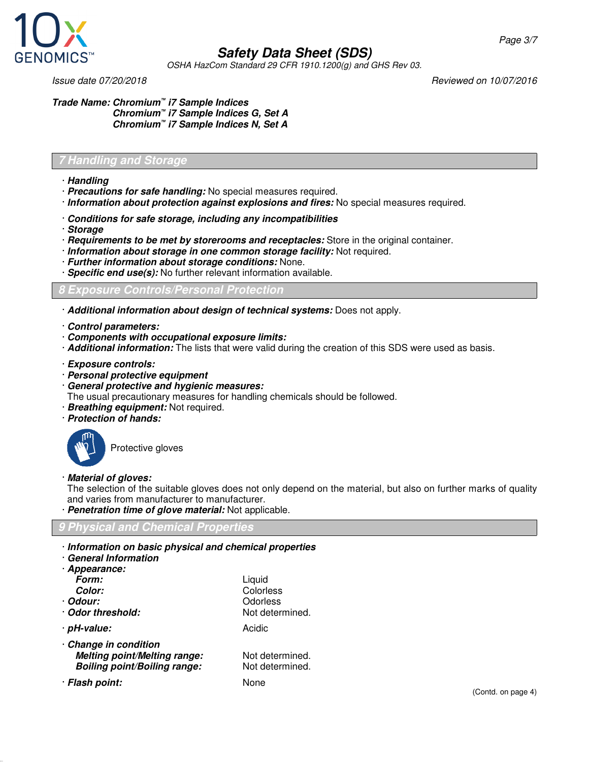Issue date 07/20/2018 Reviewed on 10/07/2016

**Trade Name: Chromium™ i7 Sample Indices**
**Chromium™ i7 Sample Indices G, Set A**
**Chromium™ i7 Sample Indices N, Set A**

## 7 Handling and Storage

· **Handling**
· **Precautions for safe handling:** No special measures required.
· **Information about protection against explosions and fires:** No special measures required.

· **Conditions for safe storage, including any incompatibilities**
· **Storage**
· **Requirements to be met by storerooms and receptacles:** Store in the original container.
· **Information about storage in one common storage facility:** Not required.
· **Further information about storage conditions:** None.
· **Specific end use(s):** No further relevant information available.

## 8 Exposure Controls/Personal Protection

· **Additional information about design of technical systems:** Does not apply.

· **Control parameters:**
· **Components with occupational exposure limits:**
· **Additional information:** The lists that were valid during the creation of this SDS were used as basis.

· **Exposure controls:**
· **Personal protective equipment**
· **General protective and hygienic measures:**
The usual precautionary measures for handling chemicals should be followed.
· **Breathing equipment:** Not required.
· **Protection of hands:**

Protective gloves

· **Material of gloves:**
The selection of the suitable gloves does not only depend on the material, but also on further marks of quality and varies from manufacturer to manufacturer.
· **Penetration time of glove material:** Not applicable.

## 9 Physical and Chemical Properties

· **Information on basic physical and chemical properties**
· **General Information**
· **Appearance:**

| | |
|---|---|
| **Form:** | Liquid |
| **Color:** | Colorless |
| · **Odour:** | Odorless |
| · **Odor threshold:** | Not determined. |
| · **pH-value:** | Acidic |
| · **Change in condition** | |
| **Melting point/Melting range:** | Not determined. |
| **Boiling point/Boiling range:** | Not determined. |
| · **Flash point:** | None |

(Contd. on page 4)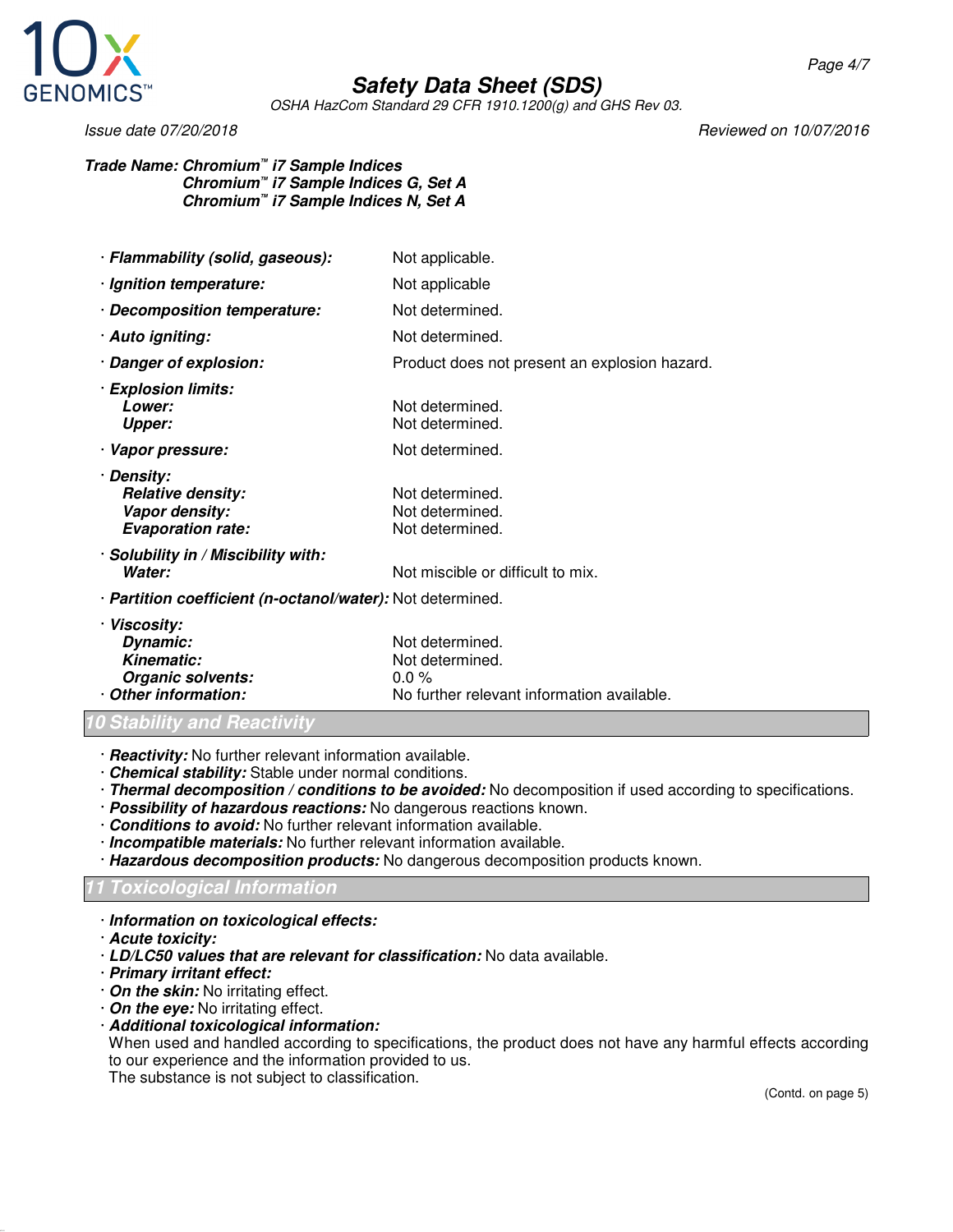**Trade Name: Chromium™ i7 Sample Indices**
**Chromium™ i7 Sample Indices G, Set A**
**Chromium™ i7 Sample Indices N, Set A**

| | |
|---|---|
| · ***Flammability (solid, gaseous):*** | Not applicable. |
| · ***Ignition temperature:*** | Not applicable |
| · ***Decomposition temperature:*** | Not determined. |
| · ***Auto igniting:*** | Not determined. |
| · ***Danger of explosion:*** | Product does not present an explosion hazard. |
| · ***Explosion limits:*** | |
| ***Lower:*** | Not determined. |
| ***Upper:*** | Not determined. |
| · ***Vapor pressure:*** | Not determined. |
| · ***Density:*** | |
| ***Relative density:*** | Not determined. |
| ***Vapor density:*** | Not determined. |
| ***Evaporation rate:*** | Not determined. |
| · ***Solubility in / Miscibility with:*** | |
| ***Water:*** | Not miscible or difficult to mix. |
| · ***Partition coefficient (n-octanol/water):*** | Not determined. |
| · ***Viscosity:*** | |
| ***Dynamic:*** | Not determined. |
| ***Kinematic:*** | Not determined. |
| ***Organic solvents:*** | 0.0 % |
| · ***Other information:*** | No further relevant information available. |

## 10 Stability and Reactivity

- ***Reactivity:*** No further relevant information available.
- ***Chemical stability:*** Stable under normal conditions.
- ***Thermal decomposition / conditions to be avoided:*** No decomposition if used according to specifications.
- ***Possibility of hazardous reactions:*** No dangerous reactions known.
- ***Conditions to avoid:*** No further relevant information available.
- ***Incompatible materials:*** No further relevant information available.
- ***Hazardous decomposition products:*** No dangerous decomposition products known.

## 11 Toxicological Information

- ***Information on toxicological effects:***
- ***Acute toxicity:***
- ***LD/LC50 values that are relevant for classification:*** No data available.
- ***Primary irritant effect:***
- ***On the skin:*** No irritating effect.
- ***On the eye:*** No irritating effect.
- ***Additional toxicological information:***
  When used and handled according to specifications, the product does not have any harmful effects according to our experience and the information provided to us.
  The substance is not subject to classification.

(Contd. on page 5)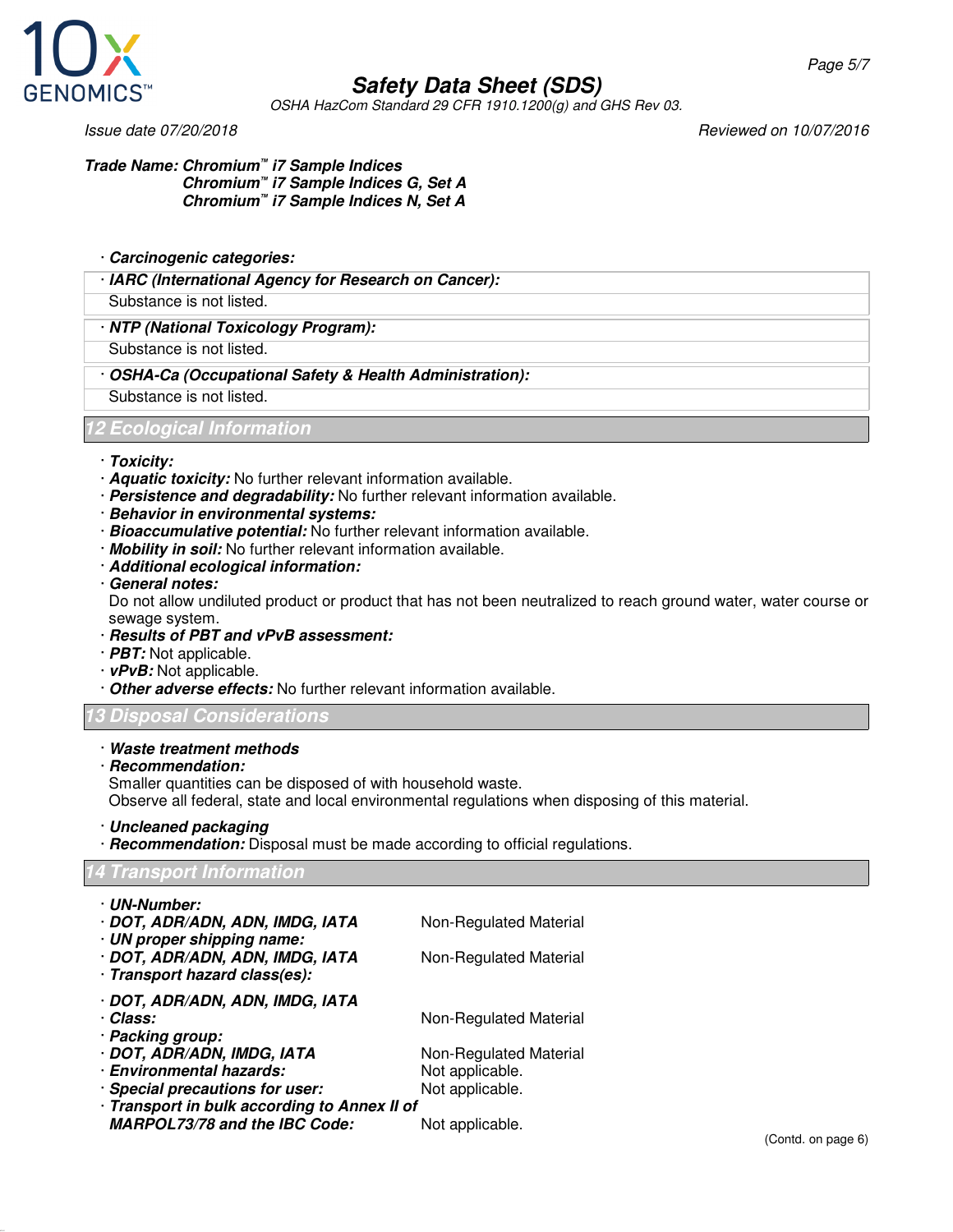Trade Name: Chromium™ i7 Sample Indices
Chromium™ i7 Sample Indices G, Set A
Chromium™ i7 Sample Indices N, Set A

· **Carcinogenic categories:**

· **IARC (International Agency for Research on Cancer):**
Substance is not listed.

· **NTP (National Toxicology Program):**
Substance is not listed.

· **OSHA-Ca (Occupational Safety & Health Administration):**
Substance is not listed.

## 12 Ecological Information

· **Toxicity:**
· **Aquatic toxicity:** No further relevant information available.
· **Persistence and degradability:** No further relevant information available.
· **Behavior in environmental systems:**
· **Bioaccumulative potential:** No further relevant information available.
· **Mobility in soil:** No further relevant information available.
· **Additional ecological information:**
· **General notes:**
Do not allow undiluted product or product that has not been neutralized to reach ground water, water course or sewage system.
· **Results of PBT and vPvB assessment:**
· **PBT:** Not applicable.
· **vPvB:** Not applicable.
· **Other adverse effects:** No further relevant information available.

## 13 Disposal Considerations

· **Waste treatment methods**
· **Recommendation:**
Smaller quantities can be disposed of with household waste.
Observe all federal, state and local environmental regulations when disposing of this material.

· **Uncleaned packaging**
· **Recommendation:** Disposal must be made according to official regulations.

## 14 Transport Information

· **UN-Number:**
· **DOT, ADR/ADN, ADN, IMDG, IATA** Non-Regulated Material
· **UN proper shipping name:**
· **DOT, ADR/ADN, ADN, IMDG, IATA** Non-Regulated Material
· **Transport hazard class(es):**

· **DOT, ADR/ADN, ADN, IMDG, IATA**
· **Class:** Non-Regulated Material
· **Packing group:**
· **DOT, ADR/ADN, IMDG, IATA** Non-Regulated Material
· **Environmental hazards:** Not applicable.
· **Special precautions for user:** Not applicable.
· **Transport in bulk according to Annex II of MARPOL73/78 and the IBC Code:** Not applicable.

(Contd. on page 6)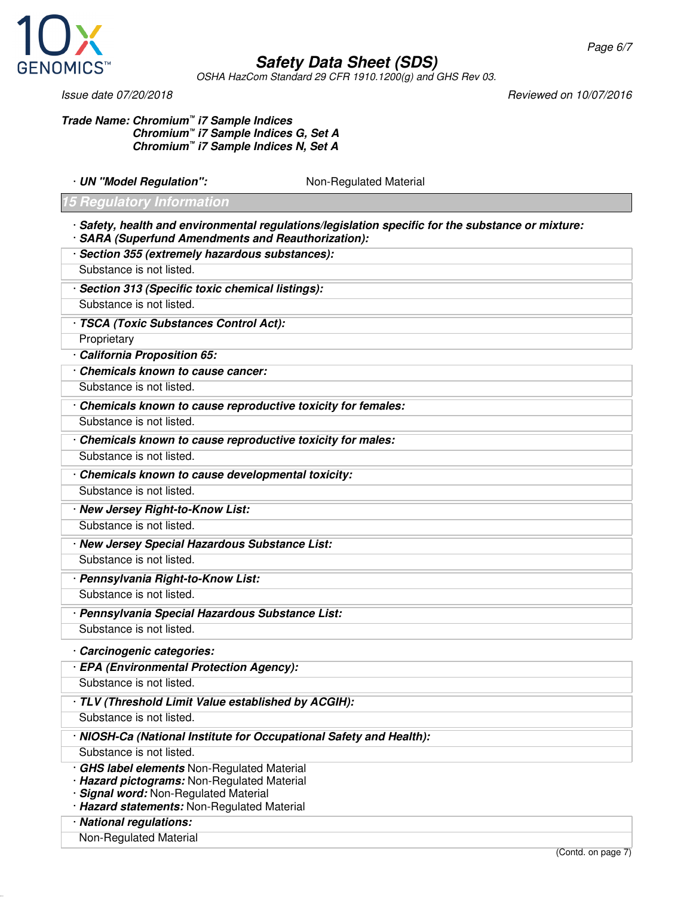· **UN "Model Regulation":** Non-Regulated Material

## 15 Regulatory Information

· **Safety, health and environmental regulations/legislation specific for the substance or mixture:**
· **SARA (Superfund Amendments and Reauthorization):**

· **Section 355 (extremely hazardous substances):**
Substance is not listed.

· **Section 313 (Specific toxic chemical listings):**
Substance is not listed.

· **TSCA (Toxic Substances Control Act):**
Proprietary

· **California Proposition 65:**

· **Chemicals known to cause cancer:**
Substance is not listed.

· **Chemicals known to cause reproductive toxicity for females:**
Substance is not listed.

· **Chemicals known to cause reproductive toxicity for males:**
Substance is not listed.

· **Chemicals known to cause developmental toxicity:**
Substance is not listed.

· **New Jersey Right-to-Know List:**
Substance is not listed.

· **New Jersey Special Hazardous Substance List:**
Substance is not listed.

· **Pennsylvania Right-to-Know List:**
Substance is not listed.

· **Pennsylvania Special Hazardous Substance List:**
Substance is not listed.

· **Carcinogenic categories:**

· **EPA (Environmental Protection Agency):**
Substance is not listed.

· **TLV (Threshold Limit Value established by ACGIH):**
Substance is not listed.

· **NIOSH-Ca (National Institute for Occupational Safety and Health):**
Substance is not listed.

· **GHS label elements** Non-Regulated Material
· **Hazard pictograms:** Non-Regulated Material
· **Signal word:** Non-Regulated Material
· **Hazard statements:** Non-Regulated Material

· **National regulations:**
Non-Regulated Material

(Contd. on page 7)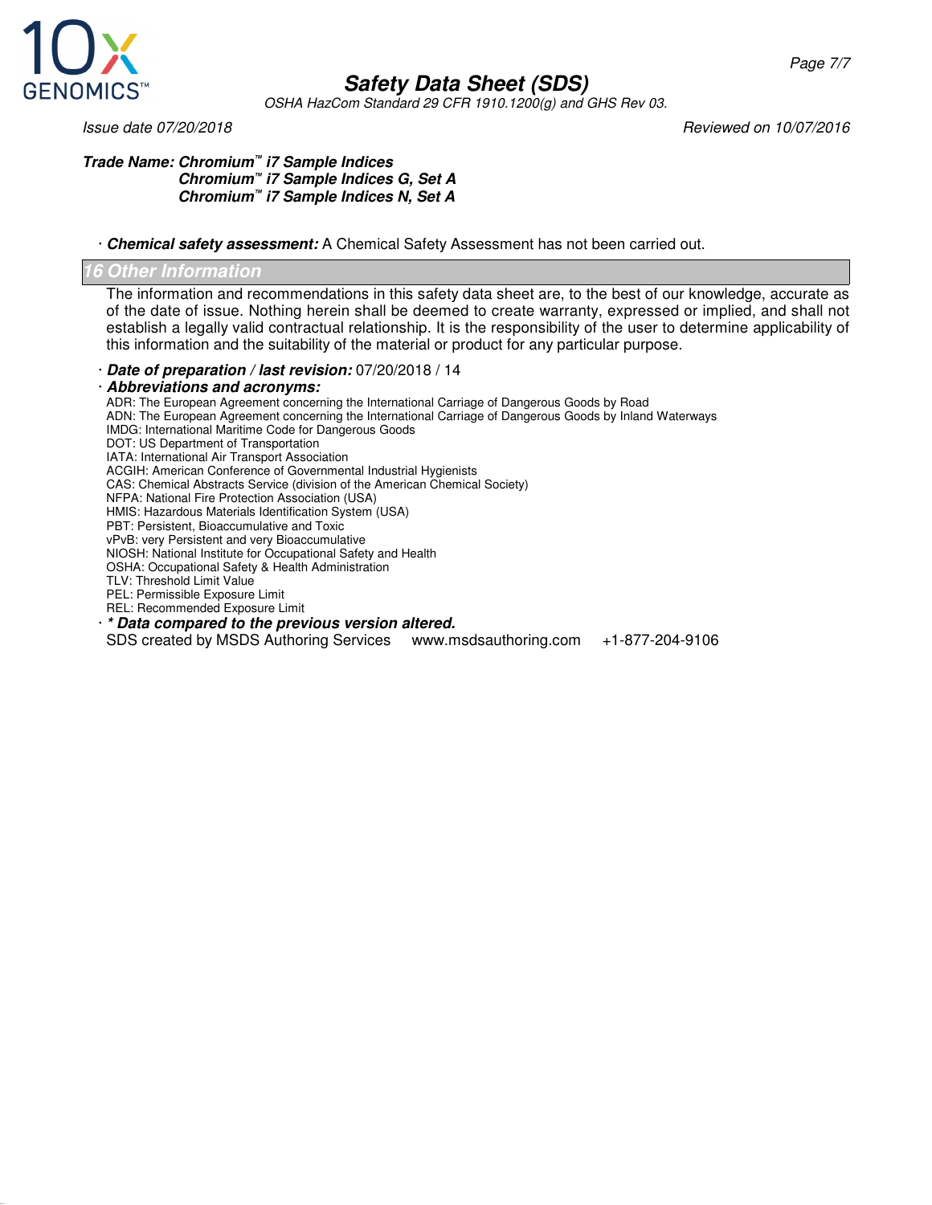**Trade Name: Chromium™ i7 Sample Indices**
**Chromium™ i7 Sample Indices G, Set A**
**Chromium™ i7 Sample Indices N, Set A**

· ***Chemical safety assessment:*** A Chemical Safety Assessment has not been carried out.

## 16 Other Information

The information and recommendations in this safety data sheet are, to the best of our knowledge, accurate as of the date of issue. Nothing herein shall be deemed to create warranty, expressed or implied, and shall not establish a legally valid contractual relationship. It is the responsibility of the user to determine applicability of this information and the suitability of the material or product for any particular purpose.

· ***Date of preparation / last revision:*** 07/20/2018 / 14

· ***Abbreviations and acronyms:***

ADR: The European Agreement concerning the International Carriage of Dangerous Goods by Road
ADN: The European Agreement concerning the International Carriage of Dangerous Goods by Inland Waterways
IMDG: International Maritime Code for Dangerous Goods
DOT: US Department of Transportation
IATA: International Air Transport Association
ACGIH: American Conference of Governmental Industrial Hygienists
CAS: Chemical Abstracts Service (division of the American Chemical Society)
NFPA: National Fire Protection Association (USA)
HMIS: Hazardous Materials Identification System (USA)
PBT: Persistent, Bioaccumulative and Toxic
vPvB: very Persistent and very Bioaccumulative
NIOSH: National Institute for Occupational Safety and Health
OSHA: Occupational Safety & Health Administration
TLV: Threshold Limit Value
PEL: Permissible Exposure Limit
REL: Recommended Exposure Limit

· ***\* Data compared to the previous version altered.***

SDS created by MSDS Authoring Services www.msdsauthoring.com +1-877-204-9106